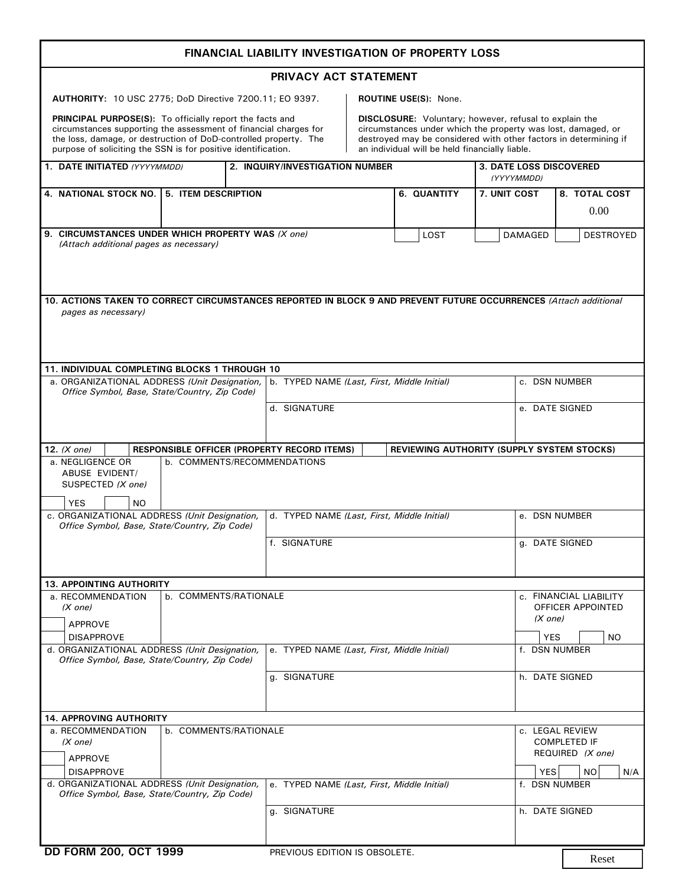# FINANCIAL LIABILITY INVESTIGATION OF PROPERTY LOSS

## PRIVACY ACT STATEMENT

**AUTHORITY:** 10 USC 2775; DoD Directive 7200.11; EO 9397.

**PRINCIPAL PURPOSE(S):** To officially report the facts and circumstances supporting the assessment of financial charges for the loss, damage, or destruction of DoD-controlled property. The purpose of soliciting the SSN is for positive identification.

**ROUTINE USE(S):** None.

**DISCLOSURE:** Voluntary; however, refusal to explain the circumstances under which the property was lost, damaged, or destroyed may be considered with other factors in determining if an individual will be held financially liable.

| 1. DATE INITIATED *(YYYYMMDD)* | 2. INQUIRY/INVESTIGATION NUMBER | 3. DATE LOSS DISCOVERED *(YYYYMMDD)* |
|---|---|---|
| | | |

| 4. NATIONAL STOCK NO. | 5. ITEM DESCRIPTION | 6. QUANTITY | 7. UNIT COST | 8. TOTAL COST |
|---|---|---|---|---|
| | | | | 0.00 |

**9. CIRCUMSTANCES UNDER WHICH PROPERTY WAS** *(X one)* *(Attach additional pages as necessary)*

☐ LOST ☐ DAMAGED ☐ DESTROYED

**10. ACTIONS TAKEN TO CORRECT CIRCUMSTANCES REPORTED IN BLOCK 9 AND PREVENT FUTURE OCCURRENCES** *(Attach additional pages as necessary)*

**11. INDIVIDUAL COMPLETING BLOCKS 1 THROUGH 10**

| a. ORGANIZATIONAL ADDRESS *(Unit Designation, Office Symbol, Base, State/Country, Zip Code)* | b. TYPED NAME *(Last, First, Middle Initial)* | c. DSN NUMBER |
|---|---|---|
| | d. SIGNATURE | e. DATE SIGNED |

**12.** *(X one)* ☐ **RESPONSIBLE OFFICER (PROPERTY RECORD ITEMS)** ☐ **REVIEWING AUTHORITY (SUPPLY SYSTEM STOCKS)**

| a. NEGLIGENCE OR ABUSE EVIDENT/ SUSPECTED *(X one)* ☐ YES ☐ NO | b. COMMENTS/RECOMMENDATIONS | |
|---|---|---|
| c. ORGANIZATIONAL ADDRESS *(Unit Designation, Office Symbol, Base, State/Country, Zip Code)* | d. TYPED NAME *(Last, First, Middle Initial)* | e. DSN NUMBER |
| | f. SIGNATURE | g. DATE SIGNED |

**13. APPOINTING AUTHORITY**

| a. RECOMMENDATION *(X one)* ☐ APPROVE ☐ DISAPPROVE | b. COMMENTS/RATIONALE | c. FINANCIAL LIABILITY OFFICER APPOINTED *(X one)* ☐ YES ☐ NO |
|---|---|---|
| d. ORGANIZATIONAL ADDRESS *(Unit Designation, Office Symbol, Base, State/Country, Zip Code)* | e. TYPED NAME *(Last, First, Middle Initial)* | f. DSN NUMBER |
| | g. SIGNATURE | h. DATE SIGNED |

**14. APPROVING AUTHORITY**

| a. RECOMMENDATION *(X one)* ☐ APPROVE ☐ DISAPPROVE | b. COMMENTS/RATIONALE | c. LEGAL REVIEW COMPLETED IF REQUIRED *(X one)* ☐ YES ☐ NO ☐ N/A |
|---|---|---|
| d. ORGANIZATIONAL ADDRESS *(Unit Designation, Office Symbol, Base, State/Country, Zip Code)* | e. TYPED NAME *(Last, First, Middle Initial)* | f. DSN NUMBER |
| | g. SIGNATURE | h. DATE SIGNED |

**DD FORM 200, OCT 1999** PREVIOUS EDITION IS OBSOLETE.

Reset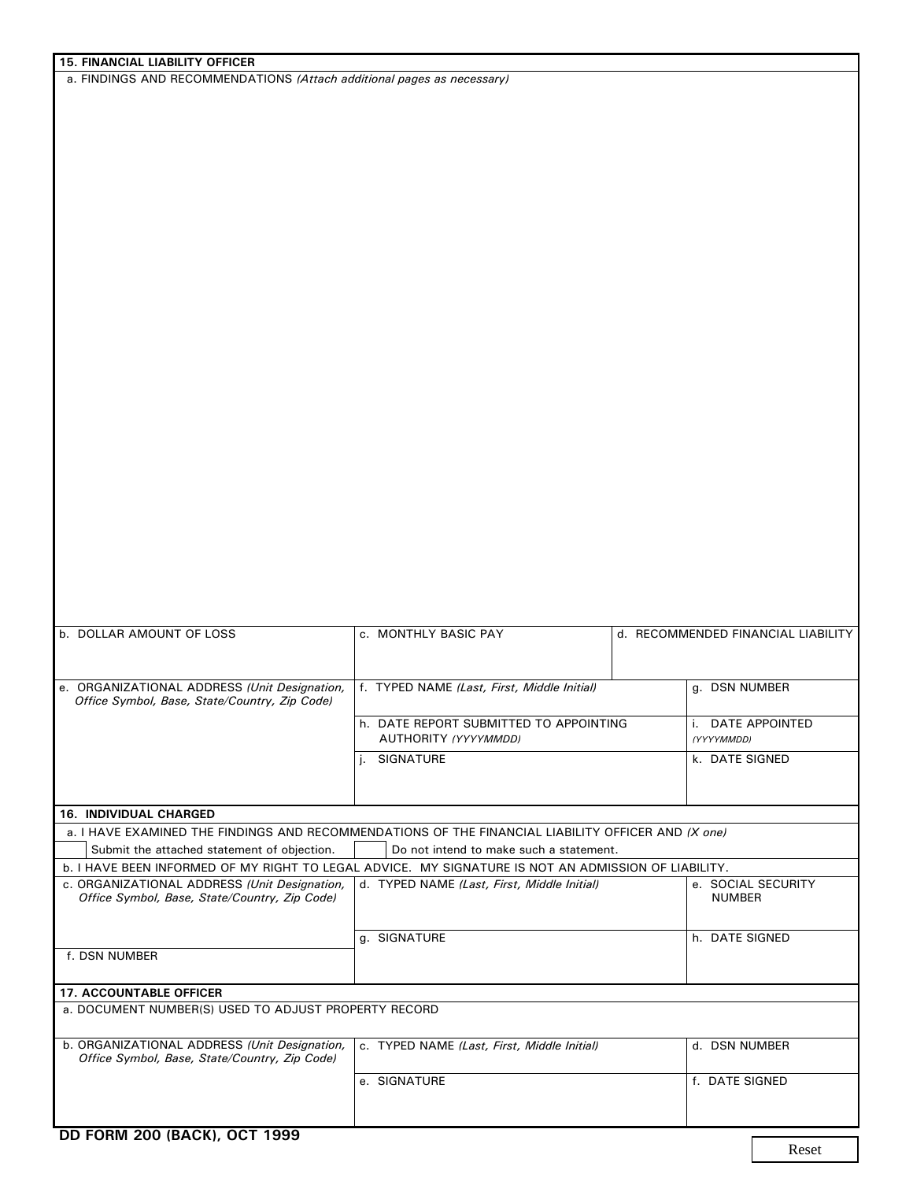**15. FINANCIAL LIABILITY OFFICER**

a. FINDINGS AND RECOMMENDATIONS *(Attach additional pages as necessary)*

| | | | |
|---|---|---|---|
| b. DOLLAR AMOUNT OF LOSS | c. MONTHLY BASIC PAY | | d. RECOMMENDED FINANCIAL LIABILITY |
| e. ORGANIZATIONAL ADDRESS *(Unit Designation, Office Symbol, Base, State/Country, Zip Code)* | f. TYPED NAME *(Last, First, Middle Initial)* | | g. DSN NUMBER |
| | h. DATE REPORT SUBMITTED TO APPOINTING AUTHORITY *(YYYYMMDD)* | | i. DATE APPOINTED *(YYYYMMDD)* |
| | j. SIGNATURE | | k. DATE SIGNED |

**16. INDIVIDUAL CHARGED**

a. I HAVE EXAMINED THE FINDINGS AND RECOMMENDATIONS OF THE FINANCIAL LIABILITY OFFICER AND *(X one)*

☐ Submit the attached statement of objection. ☐ Do not intend to make such a statement.

b. I HAVE BEEN INFORMED OF MY RIGHT TO LEGAL ADVICE. MY SIGNATURE IS NOT AN ADMISSION OF LIABILITY.

| | | |
|---|---|---|
| c. ORGANIZATIONAL ADDRESS *(Unit Designation, Office Symbol, Base, State/Country, Zip Code)* | d. TYPED NAME *(Last, First, Middle Initial)* | e. SOCIAL SECURITY NUMBER |
| f. DSN NUMBER | g. SIGNATURE | h. DATE SIGNED |

**17. ACCOUNTABLE OFFICER**

a. DOCUMENT NUMBER(S) USED TO ADJUST PROPERTY RECORD

| | | |
|---|---|---|
| b. ORGANIZATIONAL ADDRESS *(Unit Designation, Office Symbol, Base, State/Country, Zip Code)* | c. TYPED NAME *(Last, First, Middle Initial)* | d. DSN NUMBER |
| | e. SIGNATURE | f. DATE SIGNED |

**DD FORM 200 (BACK), OCT 1999**

Reset